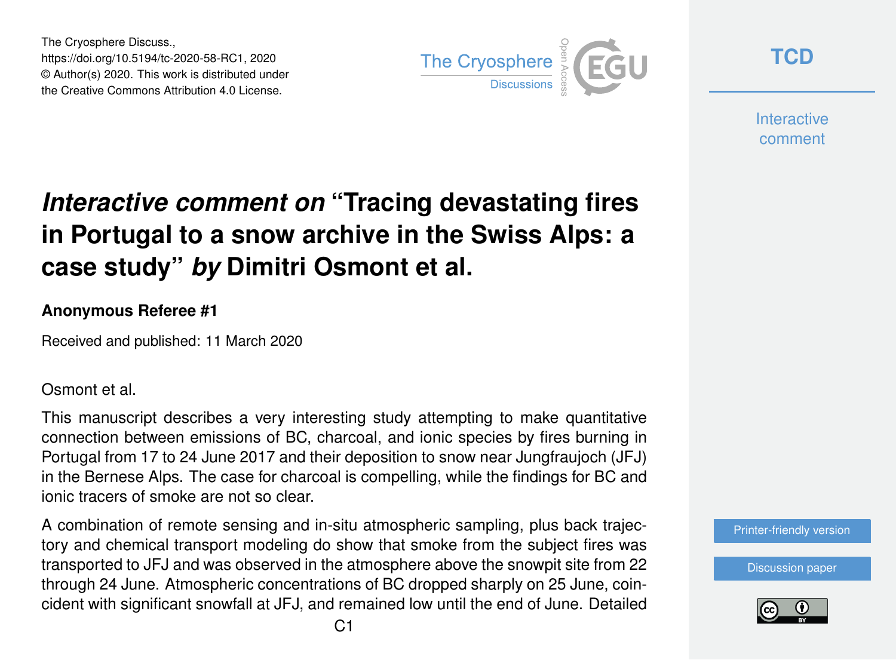The Cryosphere Discuss.,
https://doi.org/10.5194/tc-2020-58-RC1, 2020
© Author(s) 2020. This work is distributed under
the Creative Commons Attribution 4.0 License.

# *Interactive comment on* "Tracing devastating fires in Portugal to a snow archive in the Swiss Alps: a case study" *by* Dimitri Osmont et al.

**Anonymous Referee #1**

Received and published: 11 March 2020

Osmont et al.

This manuscript describes a very interesting study attempting to make quantitative connection between emissions of BC, charcoal, and ionic species by fires burning in Portugal from 17 to 24 June 2017 and their deposition to snow near Jungfraujoch (JFJ) in the Bernese Alps. The case for charcoal is compelling, while the findings for BC and ionic tracers of smoke are not so clear.

A combination of remote sensing and in-situ atmospheric sampling, plus back trajectory and chemical transport modeling do show that smoke from the subject fires was transported to JFJ and was observed in the atmosphere above the snowpit site from 22 through 24 June. Atmospheric concentrations of BC dropped sharply on 25 June, coincident with significant snowfall at JFJ, and remained low until the end of June. Detailed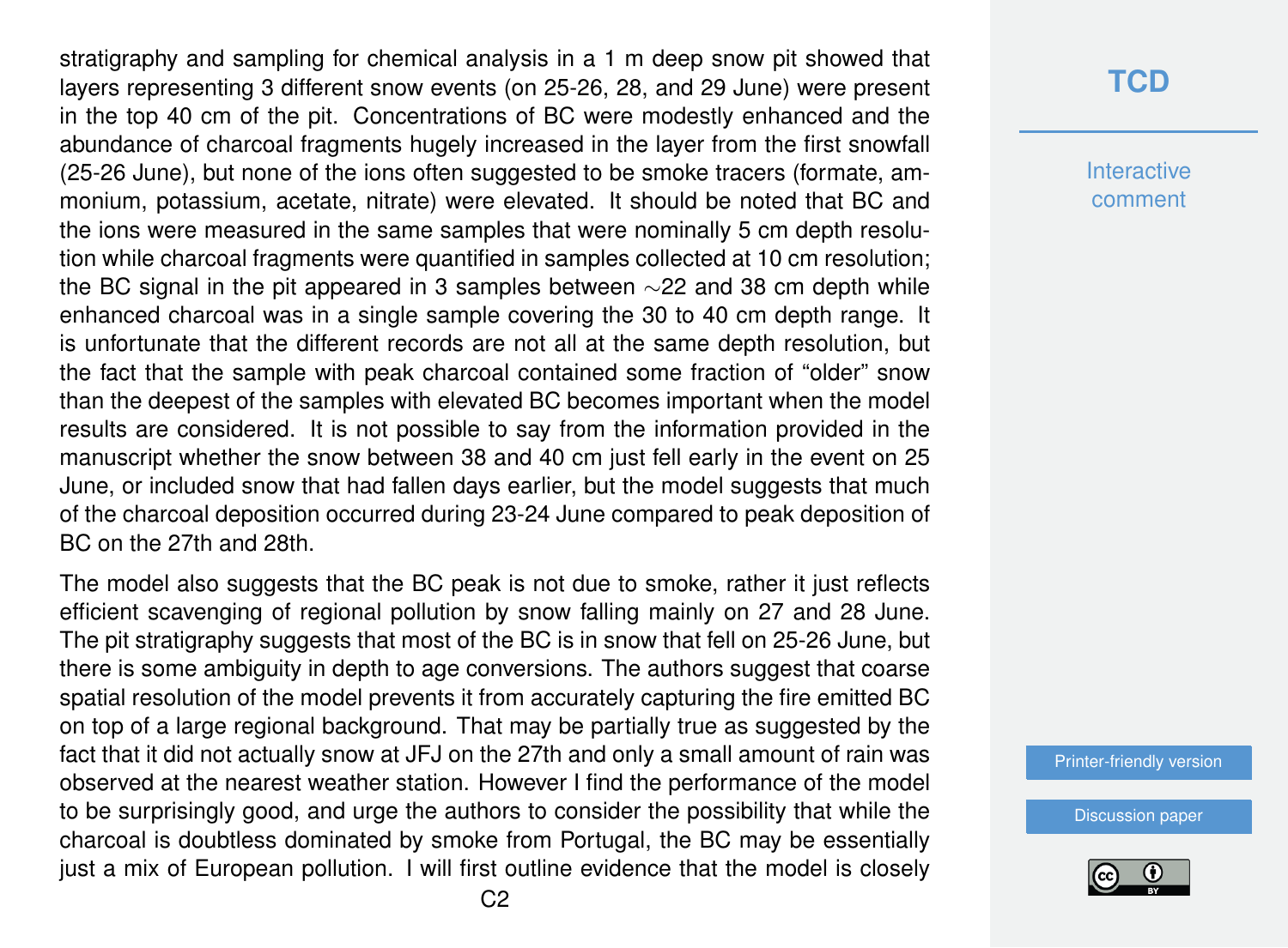stratigraphy and sampling for chemical analysis in a 1 m deep snow pit showed that layers representing 3 different snow events (on 25-26, 28, and 29 June) were present in the top 40 cm of the pit. Concentrations of BC were modestly enhanced and the abundance of charcoal fragments hugely increased in the layer from the first snowfall (25-26 June), but none of the ions often suggested to be smoke tracers (formate, ammonium, potassium, acetate, nitrate) were elevated. It should be noted that BC and the ions were measured in the same samples that were nominally 5 cm depth resolution while charcoal fragments were quantified in samples collected at 10 cm resolution; the BC signal in the pit appeared in 3 samples between ~22 and 38 cm depth while enhanced charcoal was in a single sample covering the 30 to 40 cm depth range. It is unfortunate that the different records are not all at the same depth resolution, but the fact that the sample with peak charcoal contained some fraction of "older" snow than the deepest of the samples with elevated BC becomes important when the model results are considered. It is not possible to say from the information provided in the manuscript whether the snow between 38 and 40 cm just fell early in the event on 25 June, or included snow that had fallen days earlier, but the model suggests that much of the charcoal deposition occurred during 23-24 June compared to peak deposition of BC on the 27th and 28th.

The model also suggests that the BC peak is not due to smoke, rather it just reflects efficient scavenging of regional pollution by snow falling mainly on 27 and 28 June. The pit stratigraphy suggests that most of the BC is in snow that fell on 25-26 June, but there is some ambiguity in depth to age conversions. The authors suggest that coarse spatial resolution of the model prevents it from accurately capturing the fire emitted BC on top of a large regional background. That may be partially true as suggested by the fact that it did not actually snow at JFJ on the 27th and only a small amount of rain was observed at the nearest weather station. However I find the performance of the model to be surprisingly good, and urge the authors to consider the possibility that while the charcoal is doubtless dominated by smoke from Portugal, the BC may be essentially just a mix of European pollution. I will first outline evidence that the model is closely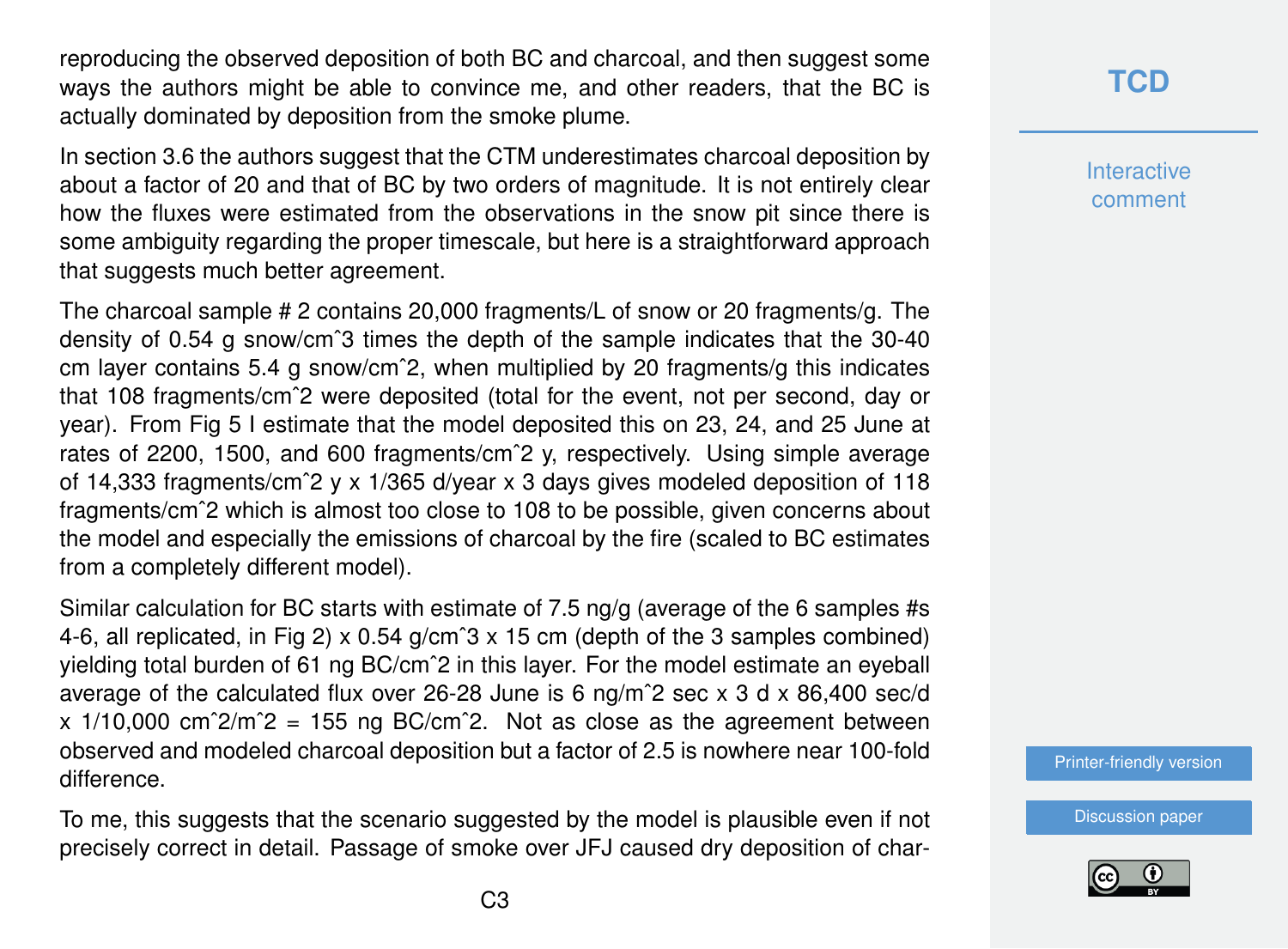reproducing the observed deposition of both BC and charcoal, and then suggest some ways the authors might be able to convince me, and other readers, that the BC is actually dominated by deposition from the smoke plume.

In section 3.6 the authors suggest that the CTM underestimates charcoal deposition by about a factor of 20 and that of BC by two orders of magnitude. It is not entirely clear how the fluxes were estimated from the observations in the snow pit since there is some ambiguity regarding the proper timescale, but here is a straightforward approach that suggests much better agreement.

The charcoal sample # 2 contains 20,000 fragments/L of snow or 20 fragments/g. The density of 0.54 g snow/cmˆ3 times the depth of the sample indicates that the 30-40 cm layer contains 5.4 g snow/cmˆ2, when multiplied by 20 fragments/g this indicates that 108 fragments/cmˆ2 were deposited (total for the event, not per second, day or year). From Fig 5 I estimate that the model deposited this on 23, 24, and 25 June at rates of 2200, 1500, and 600 fragments/cmˆ2 y, respectively. Using simple average of 14,333 fragments/cmˆ2 y x 1/365 d/year x 3 days gives modeled deposition of 118 fragments/cmˆ2 which is almost too close to 108 to be possible, given concerns about the model and especially the emissions of charcoal by the fire (scaled to BC estimates from a completely different model).

Similar calculation for BC starts with estimate of 7.5 ng/g (average of the 6 samples #s 4-6, all replicated, in Fig 2) x 0.54 g/cmˆ3 x 15 cm (depth of the 3 samples combined) yielding total burden of 61 ng BC/cmˆ2 in this layer. For the model estimate an eyeball average of the calculated flux over 26-28 June is 6 ng/mˆ2 sec x 3 d x 86,400 sec/d x 1/10,000 cmˆ2/mˆ2 = 155 ng BC/cmˆ2. Not as close as the agreement between observed and modeled charcoal deposition but a factor of 2.5 is nowhere near 100-fold difference.

To me, this suggests that the scenario suggested by the model is plausible even if not precisely correct in detail. Passage of smoke over JFJ caused dry deposition of char-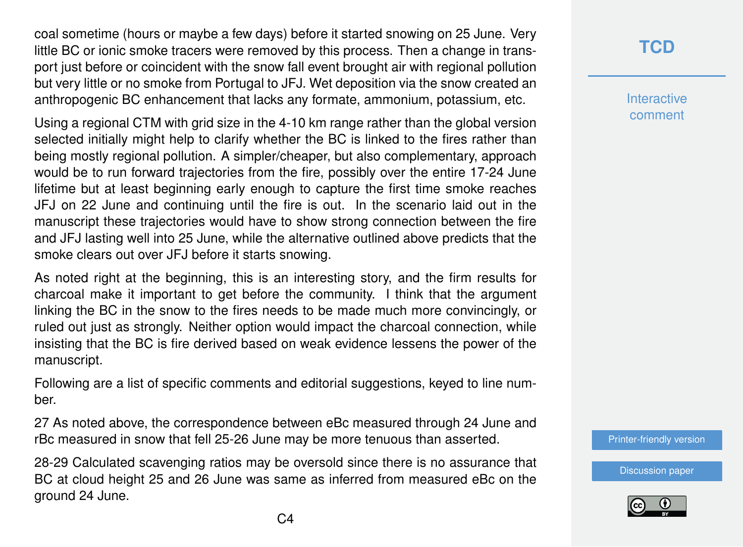coal sometime (hours or maybe a few days) before it started snowing on 25 June. Very little BC or ionic smoke tracers were removed by this process. Then a change in transport just before or coincident with the snow fall event brought air with regional pollution but very little or no smoke from Portugal to JFJ. Wet deposition via the snow created an anthropogenic BC enhancement that lacks any formate, ammonium, potassium, etc.

Using a regional CTM with grid size in the 4-10 km range rather than the global version selected initially might help to clarify whether the BC is linked to the fires rather than being mostly regional pollution. A simpler/cheaper, but also complementary, approach would be to run forward trajectories from the fire, possibly over the entire 17-24 June lifetime but at least beginning early enough to capture the first time smoke reaches JFJ on 22 June and continuing until the fire is out. In the scenario laid out in the manuscript these trajectories would have to show strong connection between the fire and JFJ lasting well into 25 June, while the alternative outlined above predicts that the smoke clears out over JFJ before it starts snowing.

As noted right at the beginning, this is an interesting story, and the firm results for charcoal make it important to get before the community. I think that the argument linking the BC in the snow to the fires needs to be made much more convincingly, or ruled out just as strongly. Neither option would impact the charcoal connection, while insisting that the BC is fire derived based on weak evidence lessens the power of the manuscript.

Following are a list of specific comments and editorial suggestions, keyed to line number.

27 As noted above, the correspondence between eBc measured through 24 June and rBc measured in snow that fell 25-26 June may be more tenuous than asserted.

28-29 Calculated scavenging ratios may be oversold since there is no assurance that BC at cloud height 25 and 26 June was same as inferred from measured eBc on the ground 24 June.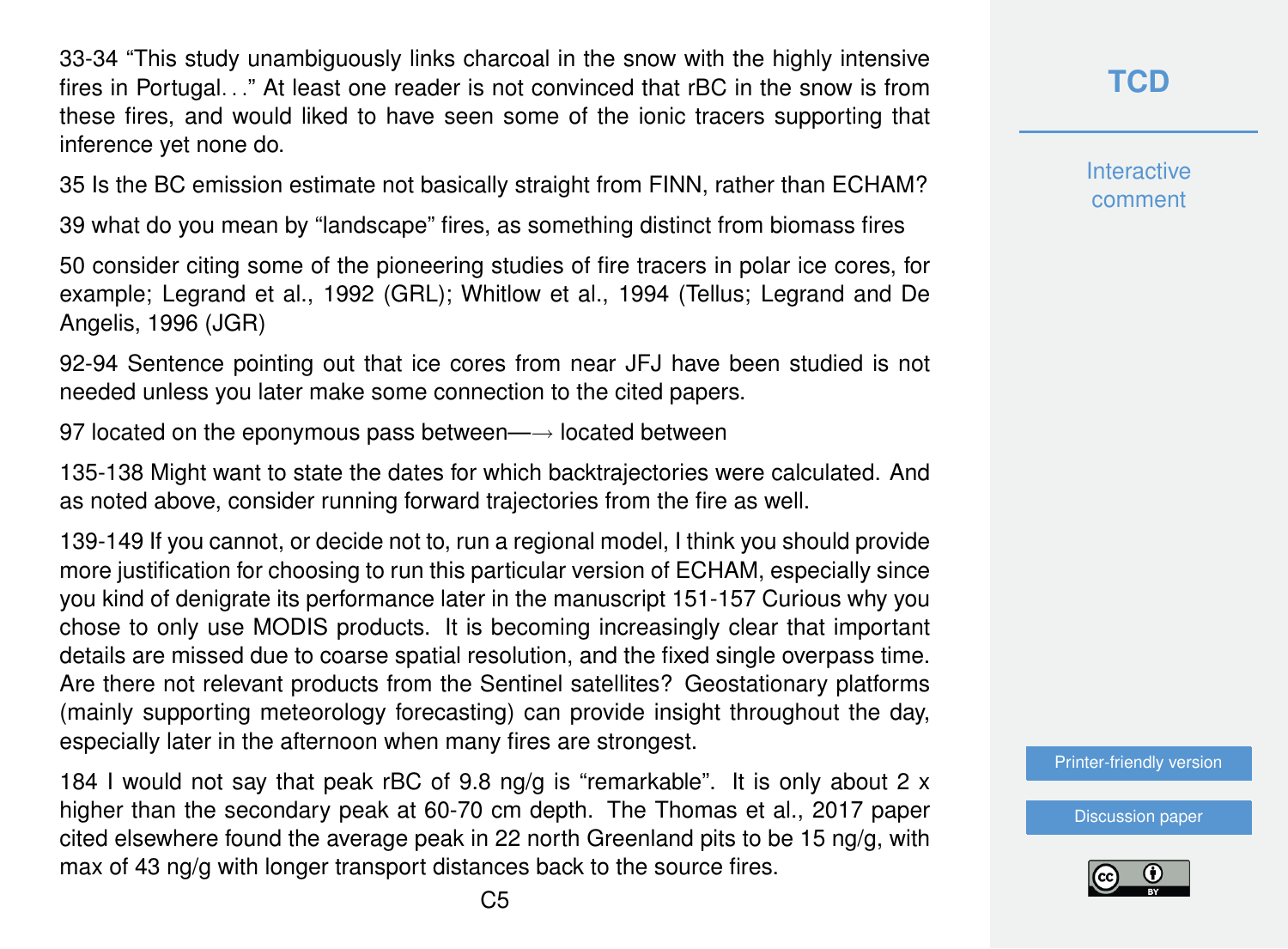33-34 "This study unambiguously links charcoal in the snow with the highly intensive fires in Portugal. . ." At least one reader is not convinced that rBC in the snow is from these fires, and would liked to have seen some of the ionic tracers supporting that inference yet none do.

35 Is the BC emission estimate not basically straight from FINN, rather than ECHAM?

39 what do you mean by "landscape" fires, as something distinct from biomass fires

50 consider citing some of the pioneering studies of fire tracers in polar ice cores, for example; Legrand et al., 1992 (GRL); Whitlow et al., 1994 (Tellus; Legrand and De Angelis, 1996 (JGR)

92-94 Sentence pointing out that ice cores from near JFJ have been studied is not needed unless you later make some connection to the cited papers.

97 located on the eponymous pass between—→ located between

135-138 Might want to state the dates for which backtrajectories were calculated. And as noted above, consider running forward trajectories from the fire as well.

139-149 If you cannot, or decide not to, run a regional model, I think you should provide more justification for choosing to run this particular version of ECHAM, especially since you kind of denigrate its performance later in the manuscript 151-157 Curious why you chose to only use MODIS products. It is becoming increasingly clear that important details are missed due to coarse spatial resolution, and the fixed single overpass time. Are there not relevant products from the Sentinel satellites? Geostationary platforms (mainly supporting meteorology forecasting) can provide insight throughout the day, especially later in the afternoon when many fires are strongest.

184 I would not say that peak rBC of 9.8 ng/g is "remarkable". It is only about 2 x higher than the secondary peak at 60-70 cm depth. The Thomas et al., 2017 paper cited elsewhere found the average peak in 22 north Greenland pits to be 15 ng/g, with max of 43 ng/g with longer transport distances back to the source fires.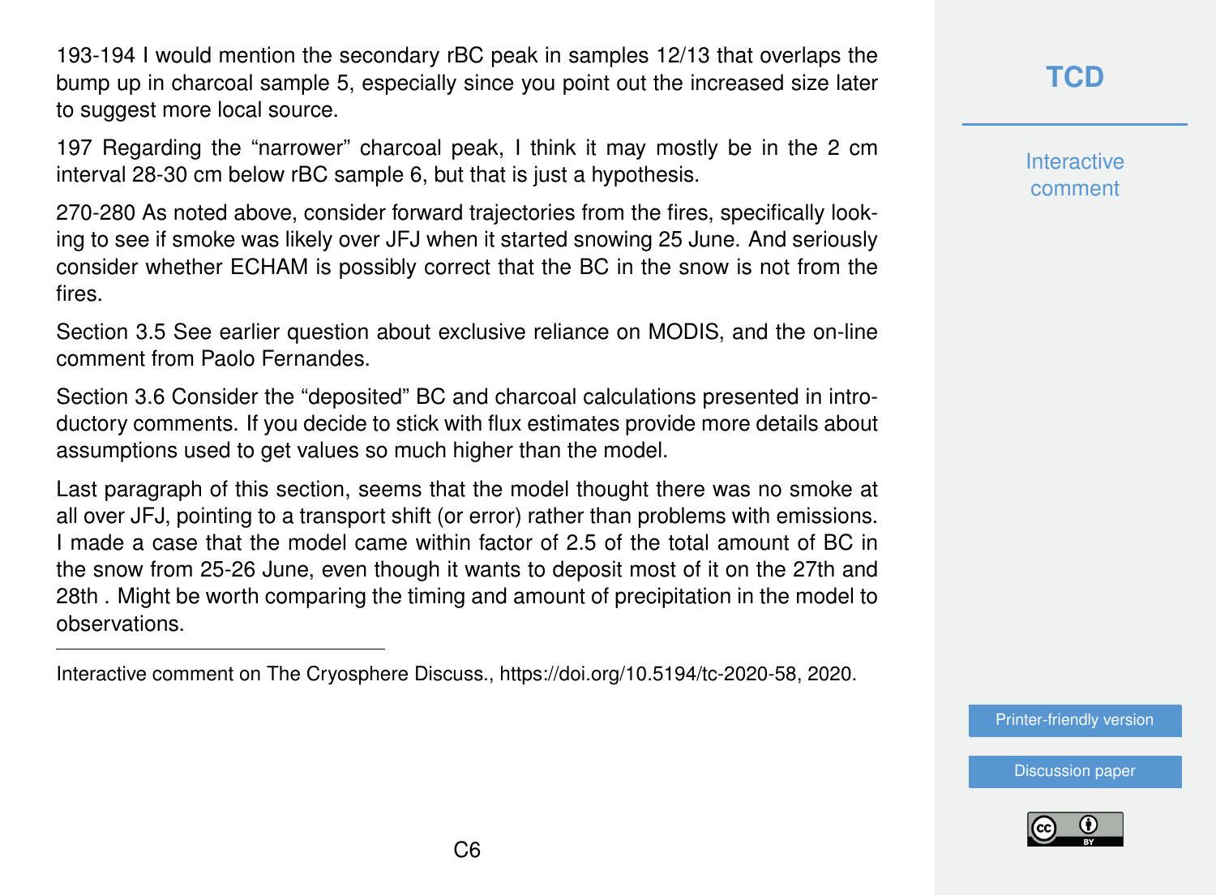193-194 I would mention the secondary rBC peak in samples 12/13 that overlaps the bump up in charcoal sample 5, especially since you point out the increased size later to suggest more local source.

197 Regarding the "narrower" charcoal peak, I think it may mostly be in the 2 cm interval 28-30 cm below rBC sample 6, but that is just a hypothesis.

270-280 As noted above, consider forward trajectories from the fires, specifically looking to see if smoke was likely over JFJ when it started snowing 25 June. And seriously consider whether ECHAM is possibly correct that the BC in the snow is not from the fires.

Section 3.5 See earlier question about exclusive reliance on MODIS, and the on-line comment from Paolo Fernandes.

Section 3.6 Consider the "deposited" BC and charcoal calculations presented in introductory comments. If you decide to stick with flux estimates provide more details about assumptions used to get values so much higher than the model.

Last paragraph of this section, seems that the model thought there was no smoke at all over JFJ, pointing to a transport shift (or error) rather than problems with emissions. I made a case that the model came within factor of 2.5 of the total amount of BC in the snow from 25-26 June, even though it wants to deposit most of it on the 27th and 28th . Might be worth comparing the timing and amount of precipitation in the model to observations.

---

Interactive comment on The Cryosphere Discuss., https://doi.org/10.5194/tc-2020-58, 2020.